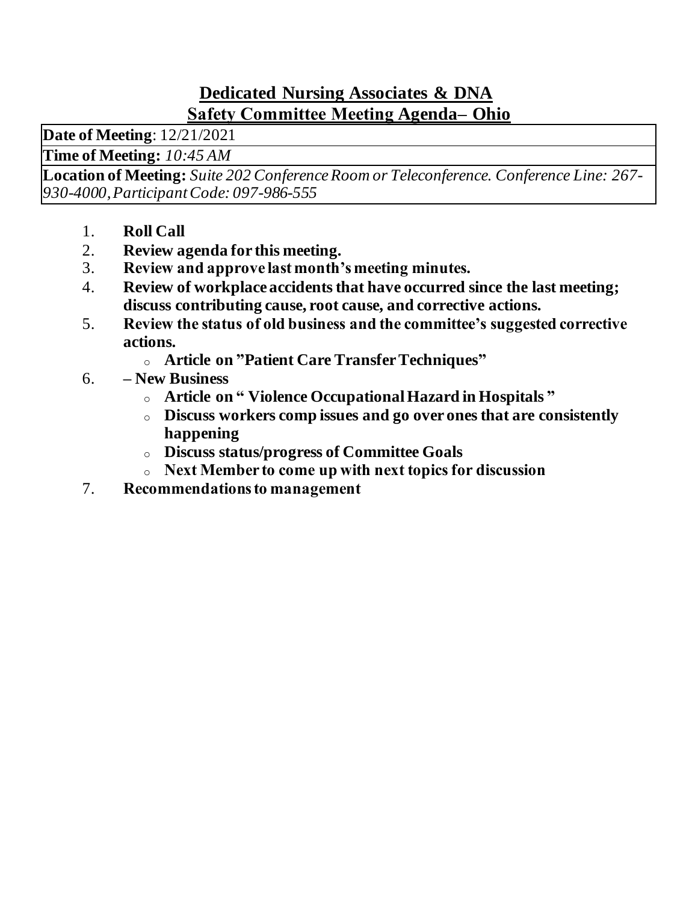# Dedicated Nursing Associates & DNA
## Safety Committee Meeting Agenda– Ohio

| **Date of Meeting**: 12/21/2021 |
|---|
| **Time of Meeting:** *10:45 AM* |
| **Location of Meeting:** *Suite 202 Conference Room or Teleconference. Conference Line: 267-930-4000, Participant Code: 097-986-555* |

1. **Roll Call**
2. **Review agenda for this meeting.**
3. **Review and approve last month's meeting minutes.**
4. **Review of workplace accidents that have occurred since the last meeting; discuss contributing cause, root cause, and corrective actions.**
5. **Review the status of old business and the committee's suggested corrective actions.**
   - **Article on "Patient Care Transfer Techniques"**
6. **– New Business**
   - **Article on " Violence Occupational Hazard in Hospitals "**
   - **Discuss workers comp issues and go over ones that are consistently happening**
   - **Discuss status/progress of Committee Goals**
   - **Next Member to come up with next topics for discussion**
7. **Recommendations to management**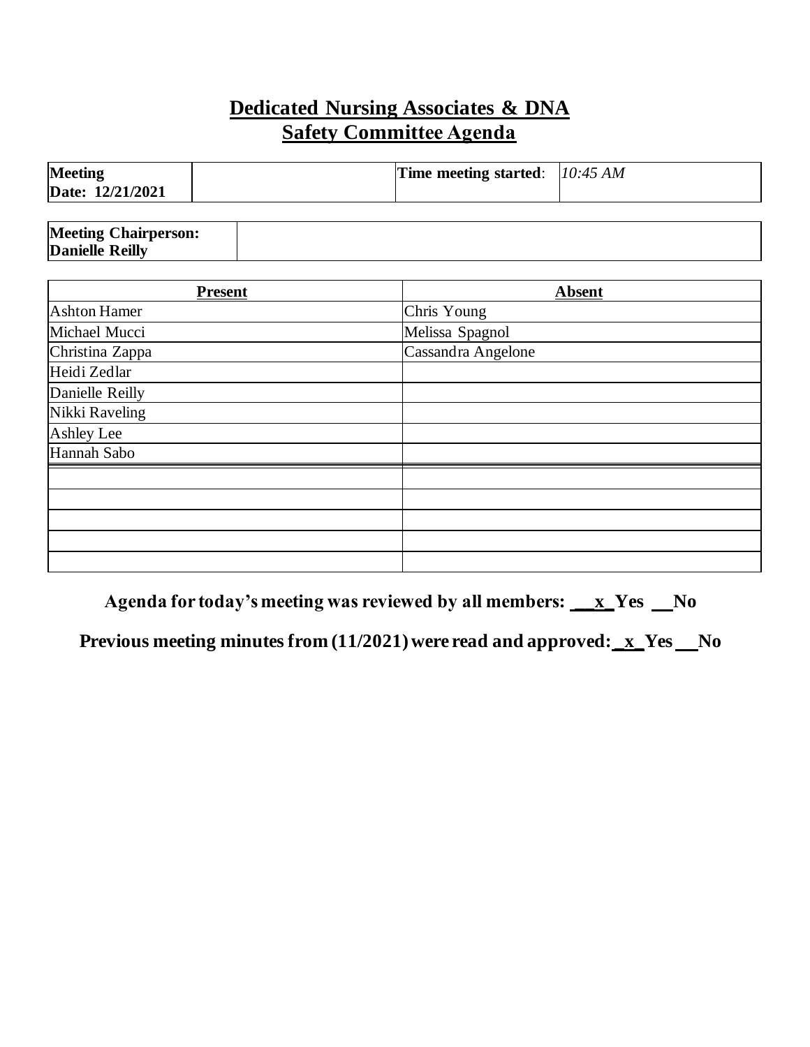# **Dedicated Nursing Associates & DNA**
## **Safety Committee Agenda**

| **Meeting Date: 12/21/2021** | | **Time meeting started**: | *10:45 AM* |
|---|---|---|---|

| **Meeting Chairperson: Danielle Reilly** | |
|---|---|

| **Present** | **Absent** |
|---|---|
| Ashton Hamer | Chris Young |
| Michael Mucci | Melissa Spagnol |
| Christina Zappa | Cassandra Angelone |
| Heidi Zedlar | |
| Danielle Reilly | |
| Nikki Raveling | |
| Ashley Lee | |
| Hannah Sabo | |
| | |
| | |
| | |
| | |
| | |

**Agenda for today's meeting was reviewed by all members: __x_Yes __No**

**Previous meeting minutes from (11/2021) were read and approved: _x_Yes __No**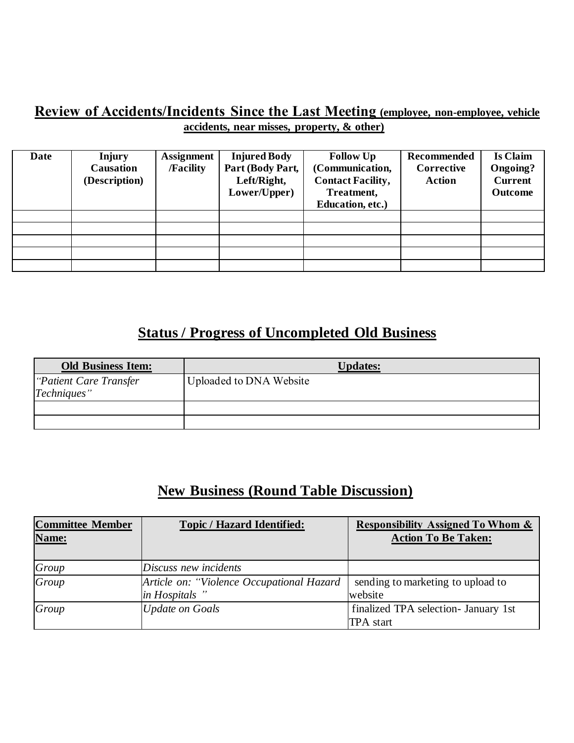## Review of Accidents/Incidents Since the Last Meeting (employee, non-employee, vehicle accidents, near misses, property, & other)

| Date | Injury Causation (Description) | Assignment /Facility | Injured Body Part (Body Part, Left/Right, Lower/Upper) | Follow Up (Communication, Contact Facility, Treatment, Education, etc.) | Recommended Corrective Action | Is Claim Ongoing? Current Outcome |
|---|---|---|---|---|---|---|
| | | | | | | |
| | | | | | | |
| | | | | | | |
| | | | | | | |
| | | | | | | |

## Status / Progress of Uncompleted Old Business

| Old Business Item: | Updates: |
|---|---|
| *"Patient Care Transfer Techniques"* | Uploaded to DNA Website |
| | |
| | |

## New Business (Round Table Discussion)

| Committee Member Name: | Topic / Hazard Identified: | Responsibility Assigned To Whom & Action To Be Taken: |
|---|---|---|
| *Group* | *Discuss new incidents* | |
| *Group* | *Article on: "Violence Occupational Hazard in Hospitals "* | sending to marketing to upload to website |
| *Group* | *Update on Goals* | finalized TPA selection- January 1st TPA start |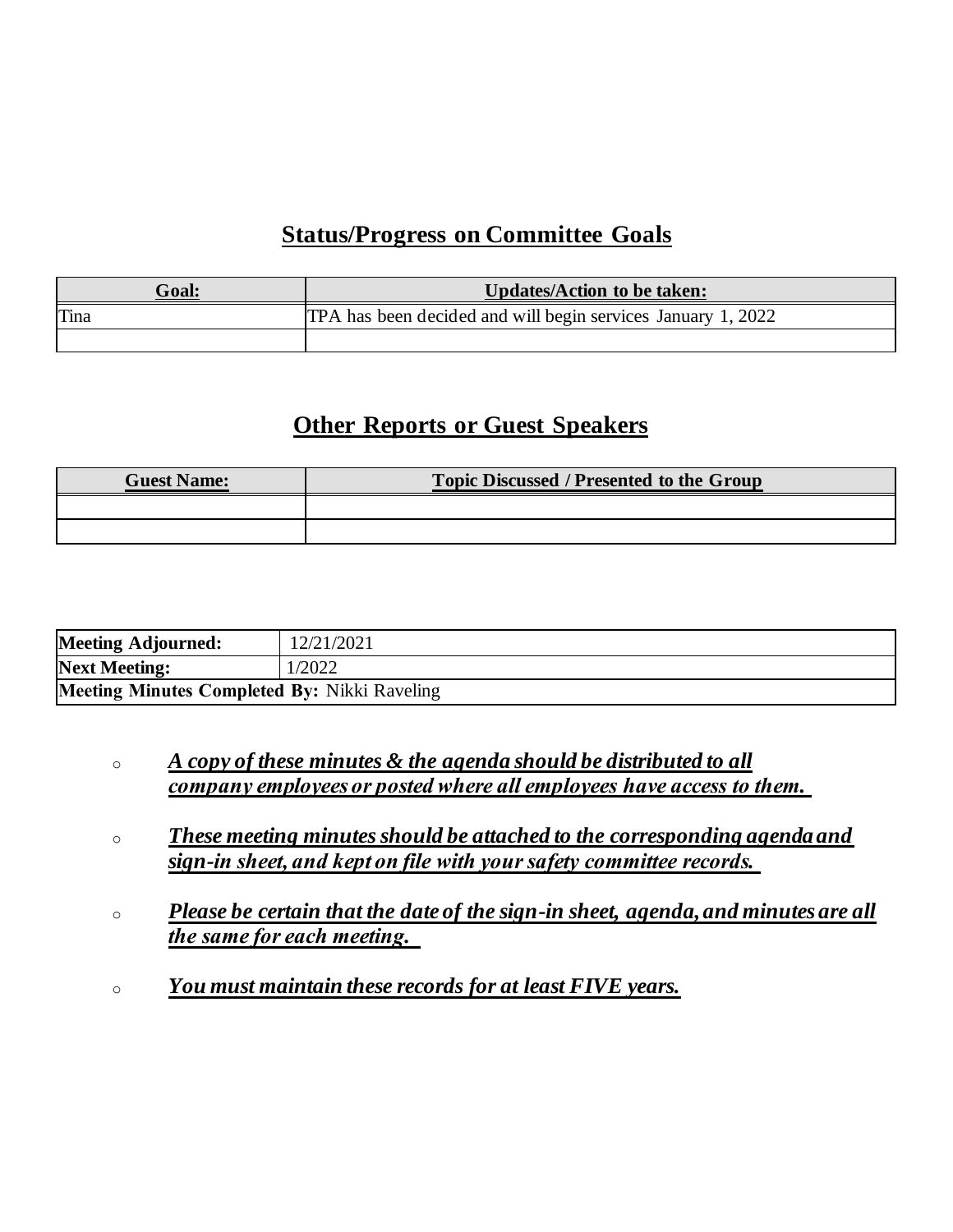## Status/Progress on Committee Goals

| Goal: | Updates/Action to be taken: |
| --- | --- |
| Tina | TPA has been decided and will begin services January 1, 2022 |
| | |

## Other Reports or Guest Speakers

| Guest Name: | Topic Discussed / Presented to the Group |
| --- | --- |
| | |
| | |

| | |
| --- | --- |
| **Meeting Adjourned:** | 12/21/2021 |
| **Next Meeting:** | 1/2022 |
| **Meeting Minutes Completed By:** Nikki Raveling | |

- ***A copy of these minutes & the agenda should be distributed to all company employees or posted where all employees have access to them.***
- ***These meeting minutes should be attached to the corresponding agenda and sign-in sheet, and kept on file with your safety committee records.***
- ***Please be certain that the date of the sign-in sheet, agenda, and minutes are all the same for each meeting.***
- ***You must maintain these records for at least FIVE years.***